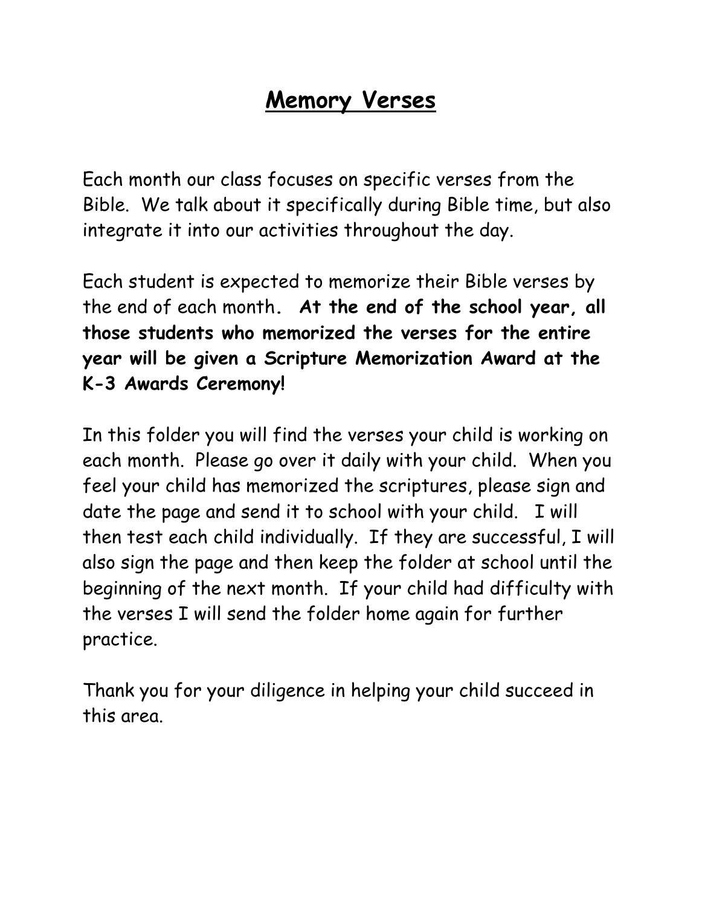# **Memory Verses**

Each month our class focuses on specific verses from the Bible. We talk about it specifically during Bible time, but also integrate it into our activities throughout the day.

Each student is expected to memorize their Bible verses by the end of each month. **At the end of the school year, all those students who memorized the verses for the entire year will be given a Scripture Memorization Award at the K-3 Awards Ceremony!**

In this folder you will find the verses your child is working on each month. Please go over it daily with your child. When you feel your child has memorized the scriptures, please sign and date the page and send it to school with your child. I will then test each child individually. If they are successful, I will also sign the page and then keep the folder at school until the beginning of the next month. If your child had difficulty with the verses I will send the folder home again for further practice.

Thank you for your diligence in helping your child succeed in this area.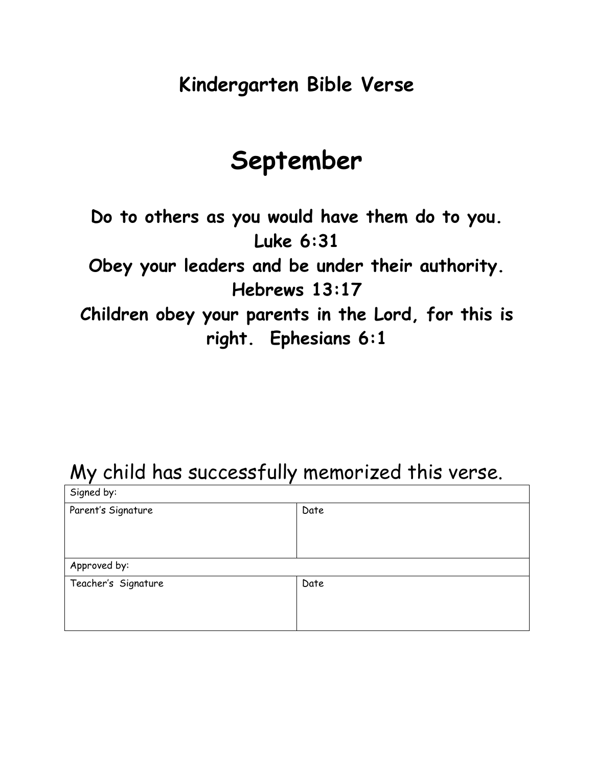**Kindergarten Bible Verse**

# September

**Do to others as you would have them do to you. Luke 6:31**

**Obey your leaders and be under their authority. Hebrews 13:17**

**Children obey your parents in the Lord, for this is right. Ephesians 6:1**

My child has successfully memorized this verse.

| Signed by: | |
|---|---|
| Parent's Signature | Date |
| Approved by: | |
| Teacher's Signature | Date |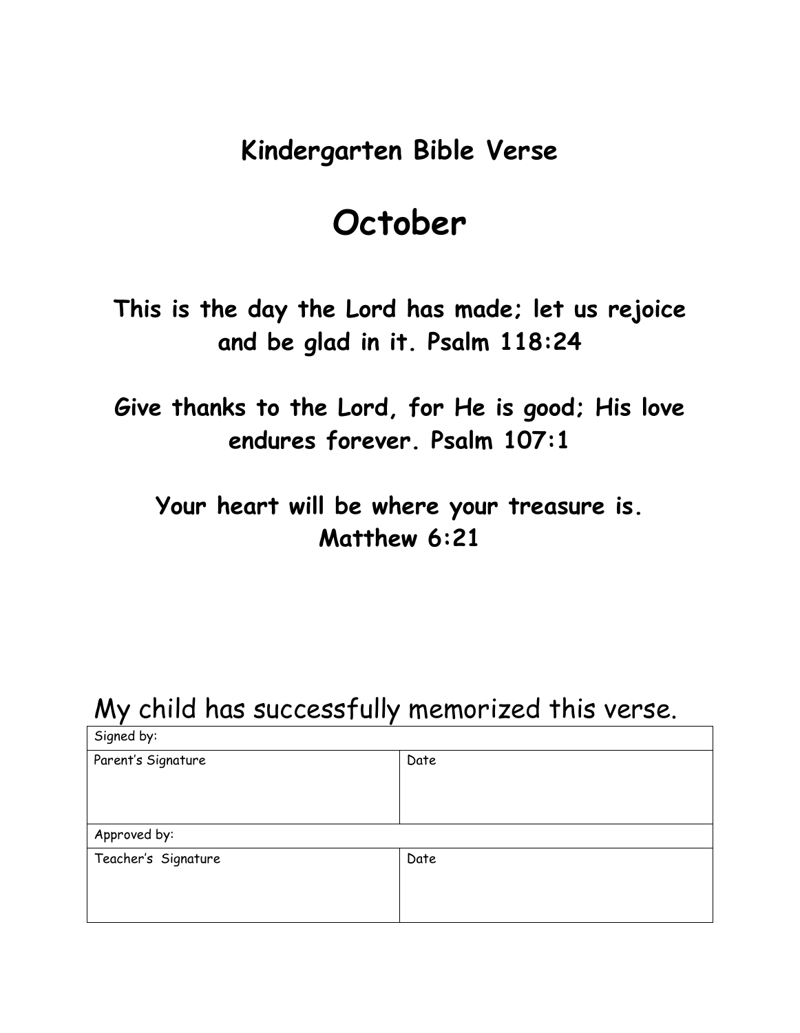## Kindergarten Bible Verse

# October

**This is the day the Lord has made; let us rejoice and be glad in it. Psalm 118:24**

**Give thanks to the Lord, for He is good; His love endures forever. Psalm 107:1**

**Your heart will be where your treasure is. Matthew 6:21**

My child has successfully memorized this verse.

| Signed by: | |
|---|---|
| Parent's Signature | Date |
| Approved by: | |
| Teacher's Signature | Date |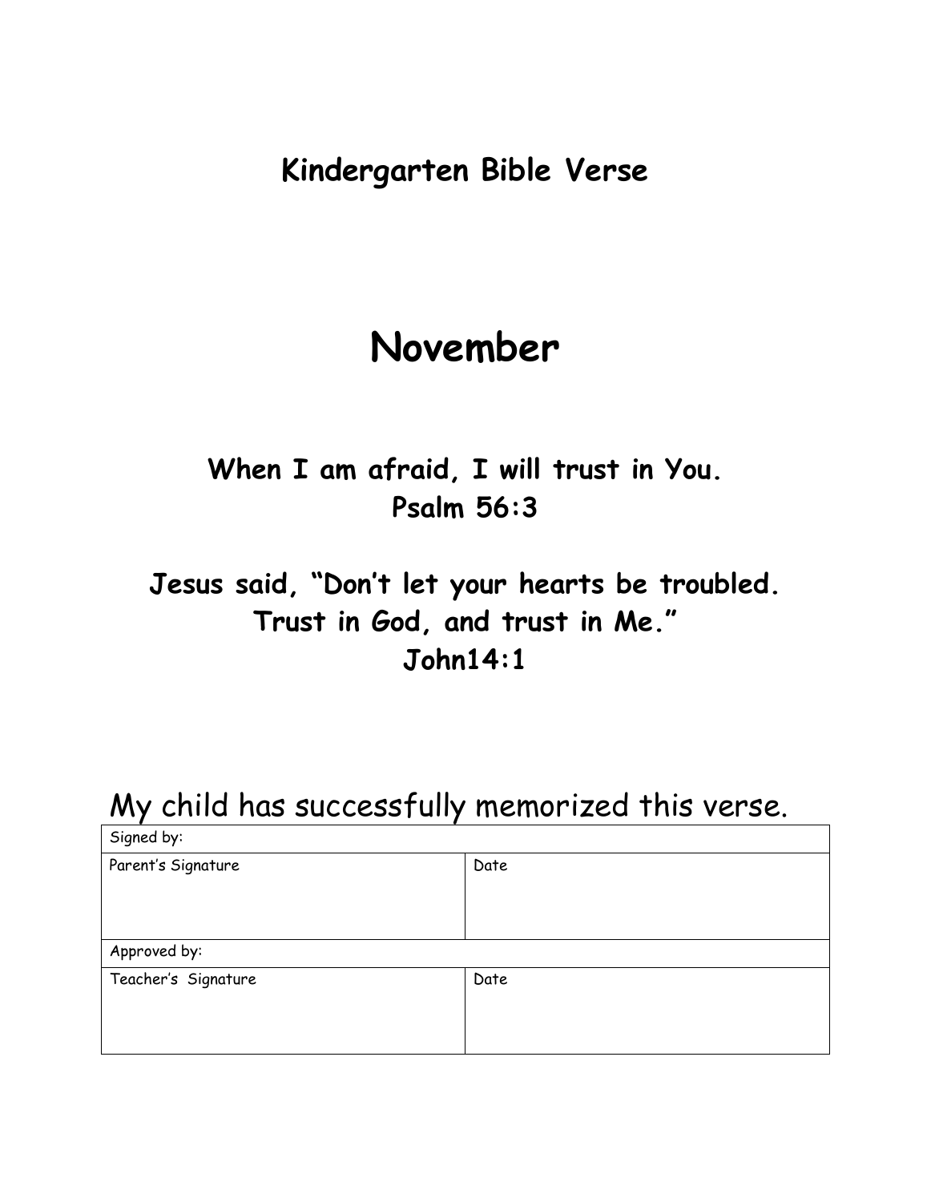# Kindergarten Bible Verse

# November

**When I am afraid, I will trust in You.**
**Psalm 56:3**

**Jesus said, "Don't let your hearts be troubled.**
**Trust in God, and trust in Me."**
**John14:1**

My child has successfully memorized this verse.

| Signed by: | |
|---|---|
| Parent's Signature | Date |
| Approved by: | |
| Teacher's Signature | Date |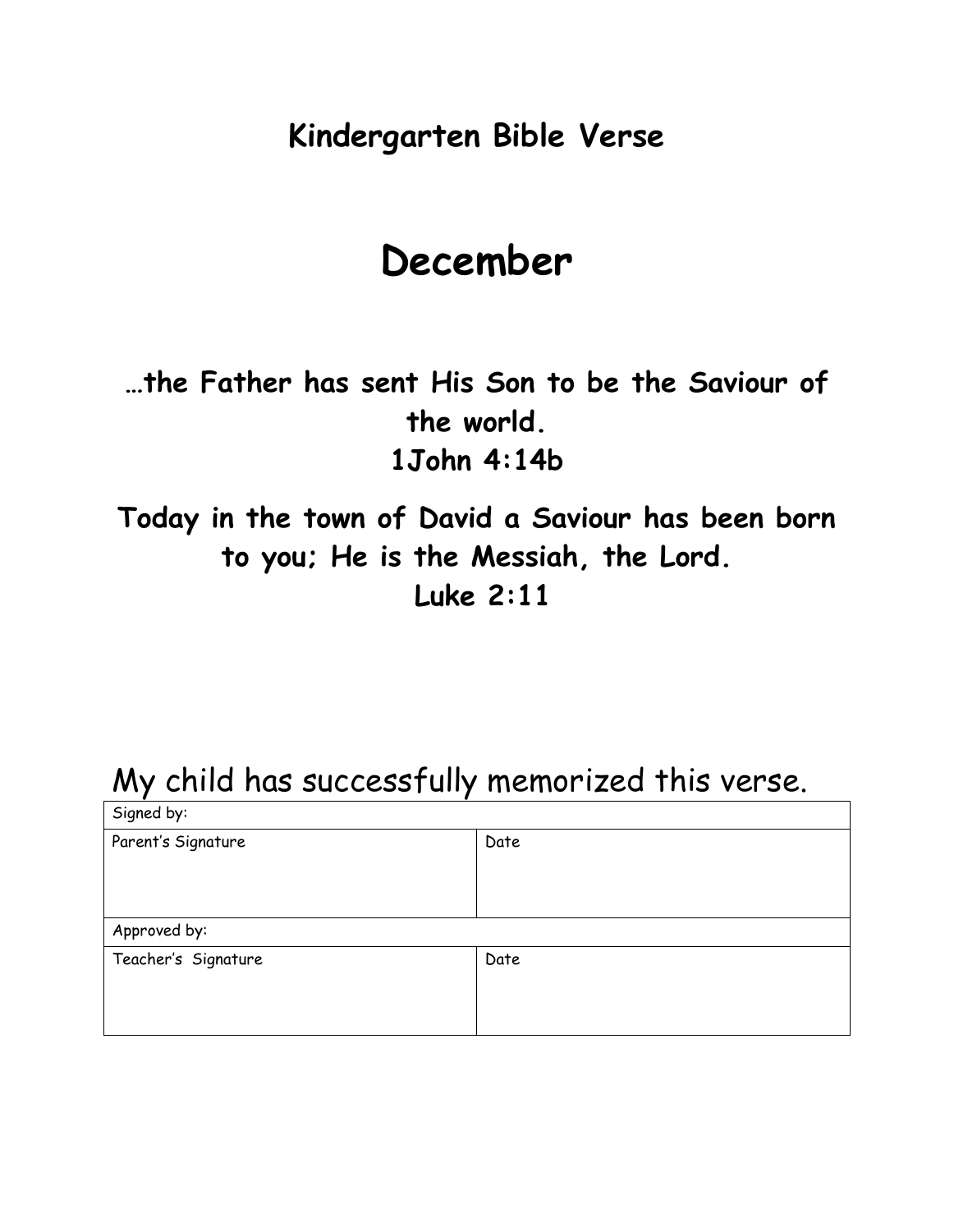## Kindergarten Bible Verse

# December

**…the Father has sent His Son to be the Saviour of the world.**
**1John 4:14b**

**Today in the town of David a Saviour has been born to you; He is the Messiah, the Lord.**
**Luke 2:11**

My child has successfully memorized this verse.

| Signed by: | |
|---|---|
| Parent's Signature | Date |
| Approved by: | |
| Teacher's Signature | Date |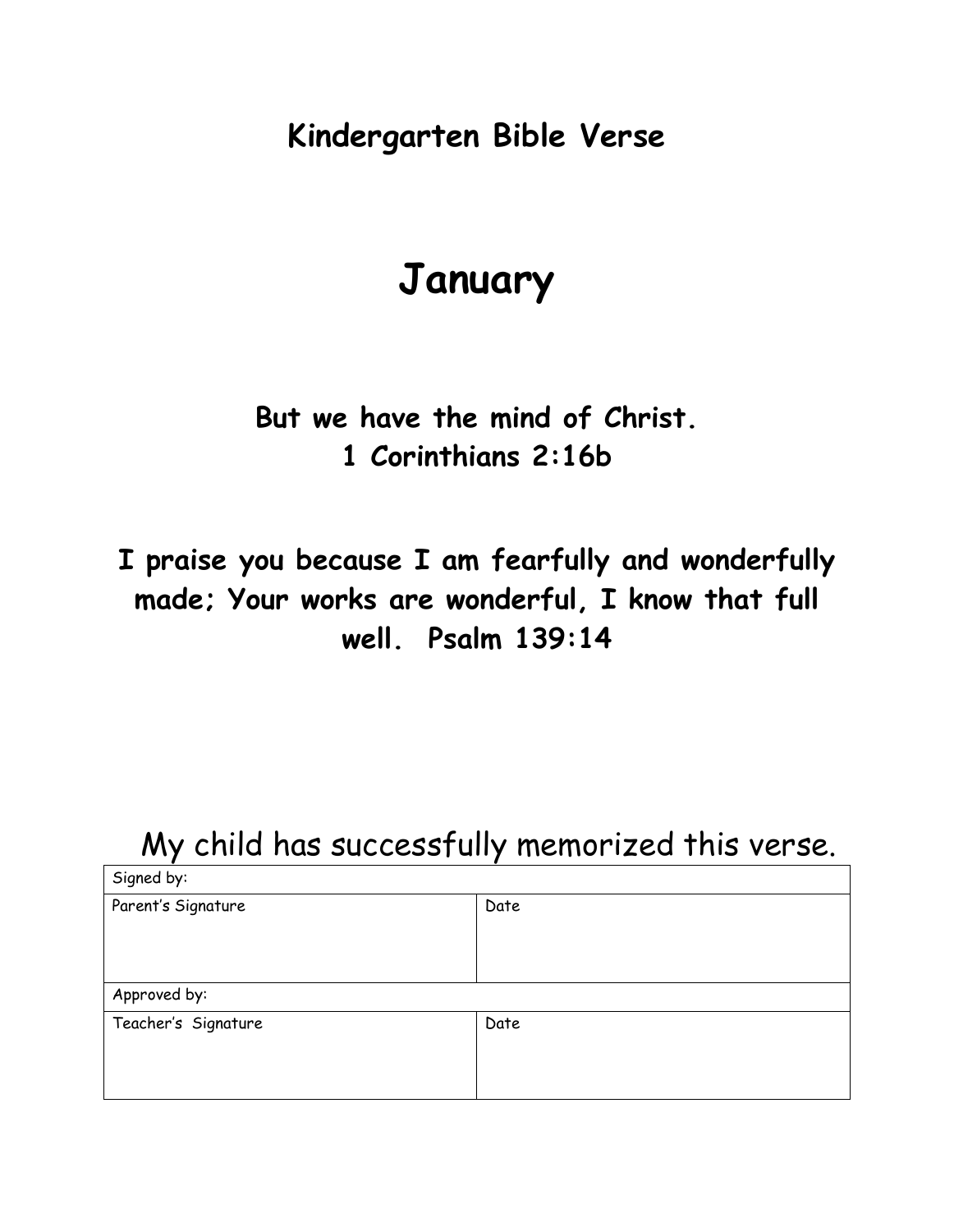## Kindergarten Bible Verse

# January

**But we have the mind of Christ.**
**1 Corinthians 2:16b**

**I praise you because I am fearfully and wonderfully made; Your works are wonderful, I know that full well. Psalm 139:14**

My child has successfully memorized this verse.

| Signed by: | |
|---|---|
| Parent's Signature | Date |
| Approved by: | |
| Teacher's Signature | Date |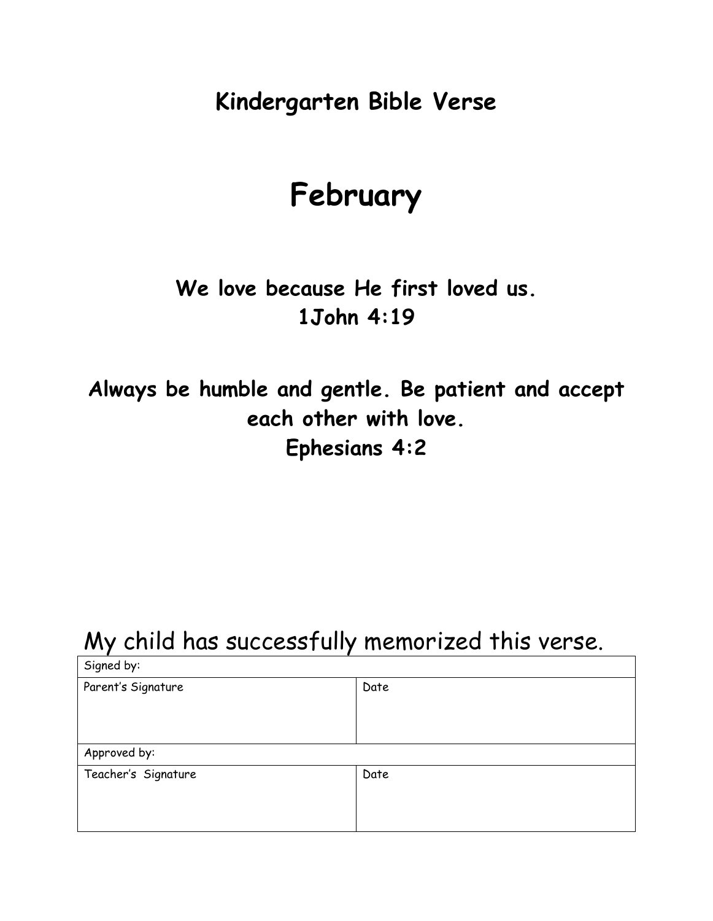## Kindergarten Bible Verse

# February

**We love because He first loved us.**
**1John 4:19**

**Always be humble and gentle. Be patient and accept each other with love.**
**Ephesians 4:2**

My child has successfully memorized this verse.

| Signed by: | |
|---|---|
| Parent's Signature | Date |
| Approved by: | |
| Teacher's Signature | Date |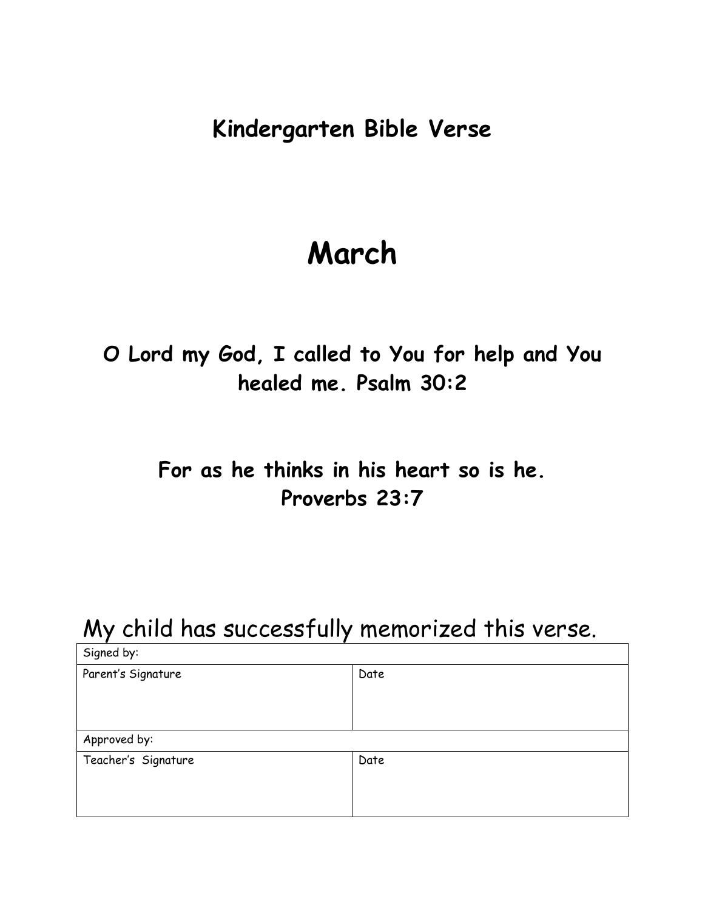# Kindergarten Bible Verse

# March

**O Lord my God, I called to You for help and You healed me. Psalm 30:2**

**For as he thinks in his heart so is he. Proverbs 23:7**

My child has successfully memorized this verse.

| Signed by: | |
|---|---|
| Parent's Signature | Date |
| Approved by: | |
| Teacher's Signature | Date |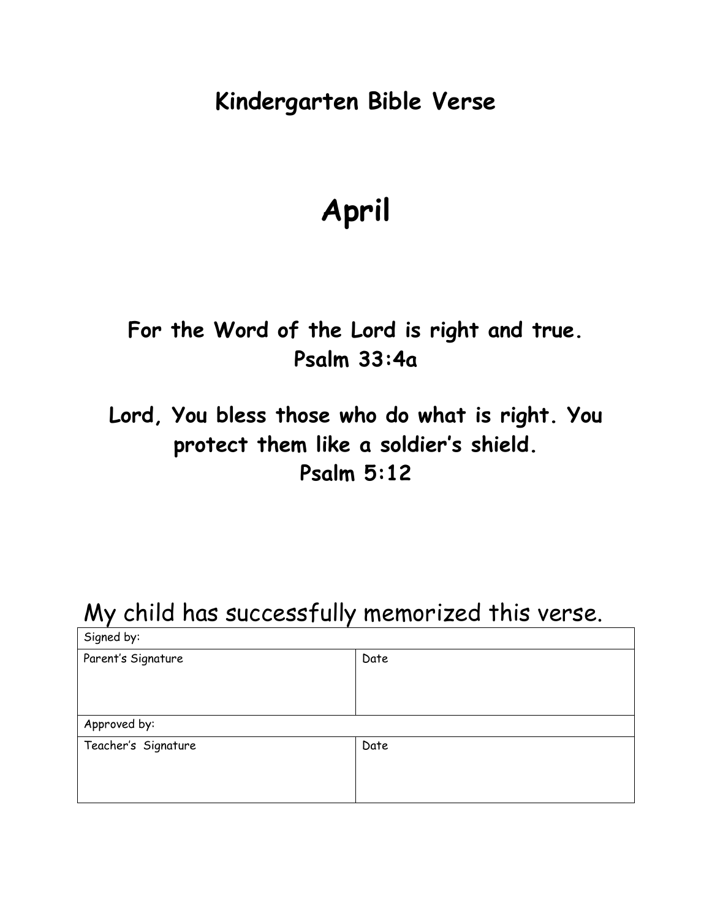## Kindergarten Bible Verse

# April

**For the Word of the Lord is right and true.**
**Psalm 33:4a**

**Lord, You bless those who do what is right. You protect them like a soldier's shield.**
**Psalm 5:12**

My child has successfully memorized this verse.

| Signed by: | |
|---|---|
| Parent's Signature | Date |
| Approved by: | |
| Teacher's Signature | Date |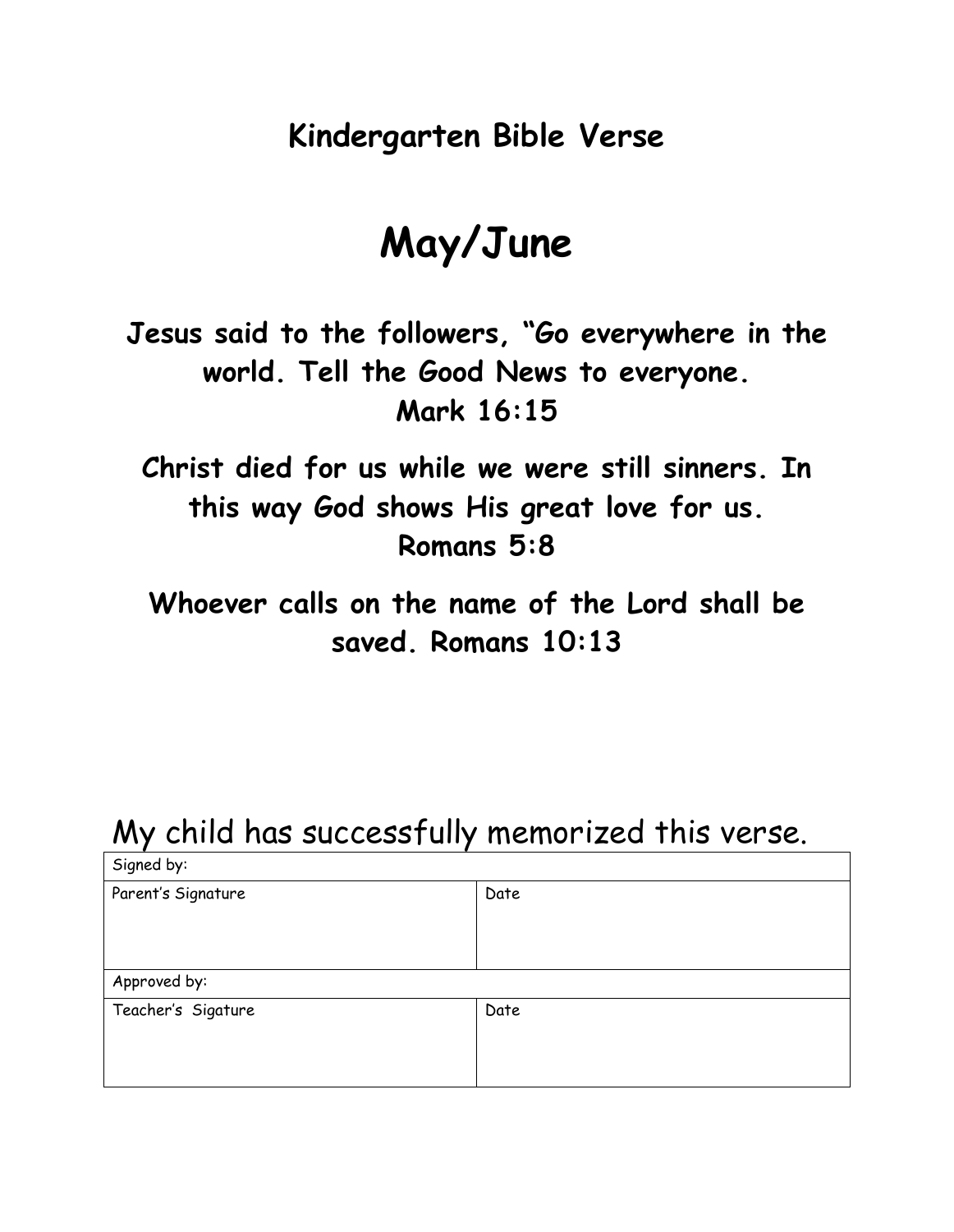# Kindergarten Bible Verse

# May/June

**Jesus said to the followers, "Go everywhere in the world. Tell the Good News to everyone.**
**Mark 16:15**

**Christ died for us while we were still sinners. In this way God shows His great love for us.**
**Romans 5:8**

**Whoever calls on the name of the Lord shall be saved. Romans 10:13**

My child has successfully memorized this verse.

| | |
|---|---|
| Signed by: | |
| Parent's Signature | Date |
| Approved by: | |
| Teacher's Sigature | Date |